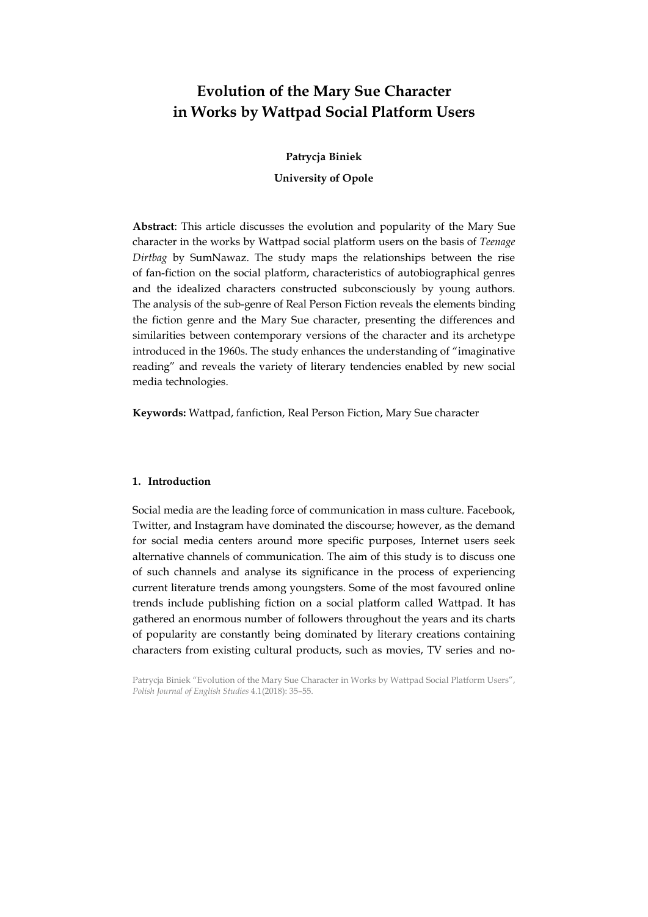# Evolution of the Mary Sue Character in Works by Wattpad Social Platform Users

**Patrycja Biniek**

**University of Opole**

**Abstract**: This article discusses the evolution and popularity of the Mary Sue character in the works by Wattpad social platform users on the basis of *Teenage Dirtbag* by SumNawaz. The study maps the relationships between the rise of fan-fiction on the social platform, characteristics of autobiographical genres and the idealized characters constructed subconsciously by young authors. The analysis of the sub-genre of Real Person Fiction reveals the elements binding the fiction genre and the Mary Sue character, presenting the differences and similarities between contemporary versions of the character and its archetype introduced in the 1960s. The study enhances the understanding of "imaginative reading" and reveals the variety of literary tendencies enabled by new social media technologies.

**Keywords:** Wattpad, fanfiction, Real Person Fiction, Mary Sue character

## 1. Introduction

Social media are the leading force of communication in mass culture. Facebook, Twitter, and Instagram have dominated the discourse; however, as the demand for social media centers around more specific purposes, Internet users seek alternative channels of communication. The aim of this study is to discuss one of such channels and analyse its significance in the process of experiencing current literature trends among youngsters. Some of the most favoured online trends include publishing fiction on a social platform called Wattpad. It has gathered an enormous number of followers throughout the years and its charts of popularity are constantly being dominated by literary creations containing characters from existing cultural products, such as movies, TV series and no-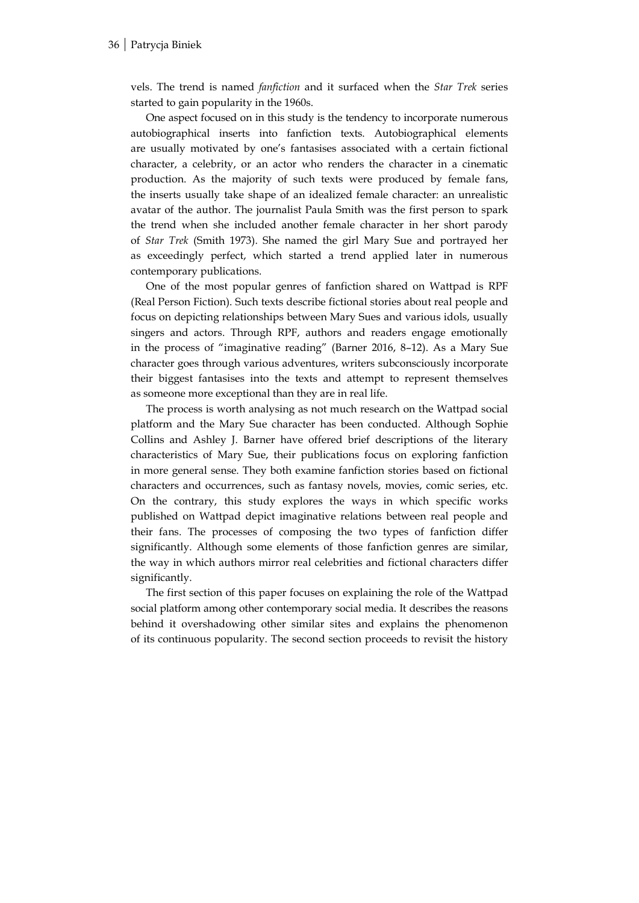vels. The trend is named *fanfiction* and it surfaced when the *Star Trek* series started to gain popularity in the 1960s.

One aspect focused on in this study is the tendency to incorporate numerous autobiographical inserts into fanfiction texts. Autobiographical elements are usually motivated by one's fantasises associated with a certain fictional character, a celebrity, or an actor who renders the character in a cinematic production. As the majority of such texts were produced by female fans, the inserts usually take shape of an idealized female character: an unrealistic avatar of the author. The journalist Paula Smith was the first person to spark the trend when she included another female character in her short parody of *Star Trek* (Smith 1973). She named the girl Mary Sue and portrayed her as exceedingly perfect, which started a trend applied later in numerous contemporary publications.

One of the most popular genres of fanfiction shared on Wattpad is RPF (Real Person Fiction). Such texts describe fictional stories about real people and focus on depicting relationships between Mary Sues and various idols, usually singers and actors. Through RPF, authors and readers engage emotionally in the process of "imaginative reading" (Barner 2016, 8–12). As a Mary Sue character goes through various adventures, writers subconsciously incorporate their biggest fantasises into the texts and attempt to represent themselves as someone more exceptional than they are in real life.

The process is worth analysing as not much research on the Wattpad social platform and the Mary Sue character has been conducted. Although Sophie Collins and Ashley J. Barner have offered brief descriptions of the literary characteristics of Mary Sue, their publications focus on exploring fanfiction in more general sense. They both examine fanfiction stories based on fictional characters and occurrences, such as fantasy novels, movies, comic series, etc. On the contrary, this study explores the ways in which specific works published on Wattpad depict imaginative relations between real people and their fans. The processes of composing the two types of fanfiction differ significantly. Although some elements of those fanfiction genres are similar, the way in which authors mirror real celebrities and fictional characters differ significantly.

The first section of this paper focuses on explaining the role of the Wattpad social platform among other contemporary social media. It describes the reasons behind it overshadowing other similar sites and explains the phenomenon of its continuous popularity. The second section proceeds to revisit the history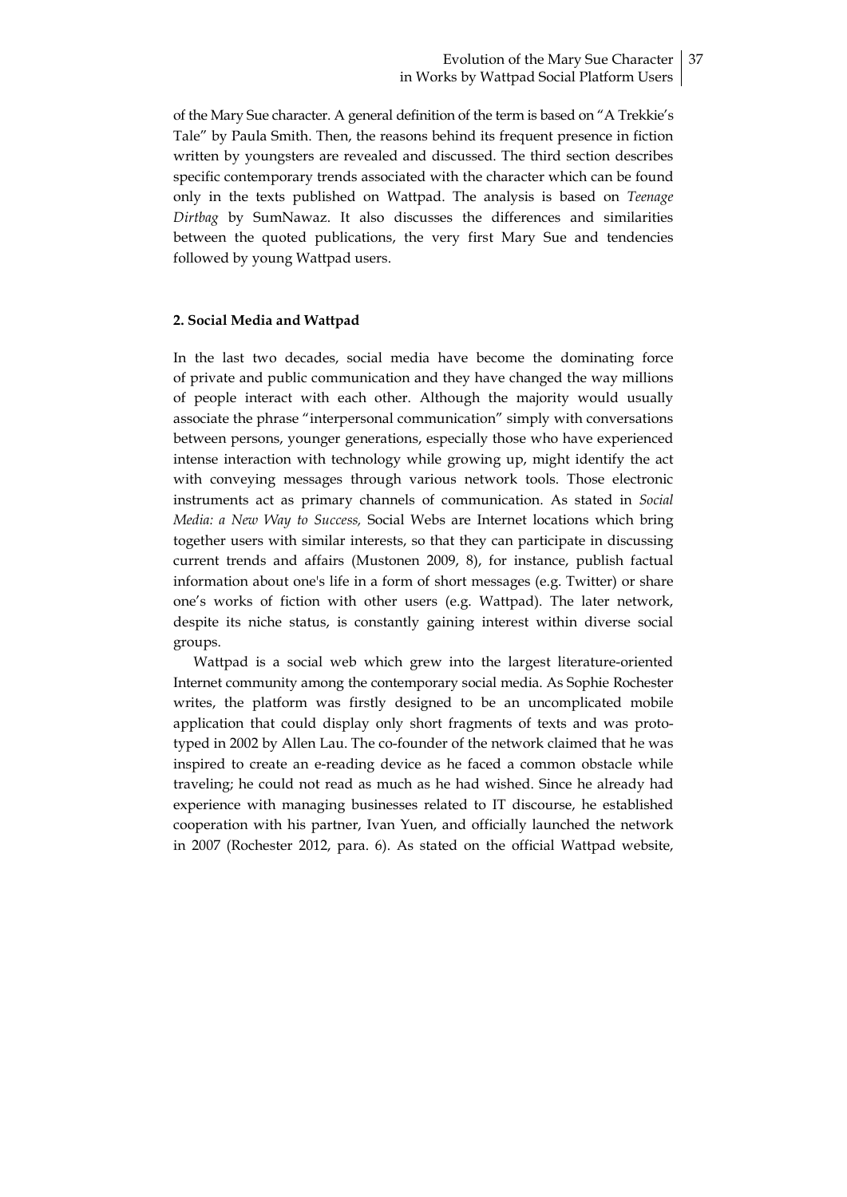of the Mary Sue character. A general definition of the term is based on "A Trekkie's Tale" by Paula Smith. Then, the reasons behind its frequent presence in fiction written by youngsters are revealed and discussed. The third section describes specific contemporary trends associated with the character which can be found only in the texts published on Wattpad. The analysis is based on *Teenage Dirtbag* by SumNawaz. It also discusses the differences and similarities between the quoted publications, the very first Mary Sue and tendencies followed by young Wattpad users.

## 2. Social Media and Wattpad

In the last two decades, social media have become the dominating force of private and public communication and they have changed the way millions of people interact with each other. Although the majority would usually associate the phrase "interpersonal communication" simply with conversations between persons, younger generations, especially those who have experienced intense interaction with technology while growing up, might identify the act with conveying messages through various network tools. Those electronic instruments act as primary channels of communication. As stated in *Social Media: a New Way to Success,* Social Webs are Internet locations which bring together users with similar interests, so that they can participate in discussing current trends and affairs (Mustonen 2009, 8), for instance, publish factual information about one's life in a form of short messages (e.g. Twitter) or share one's works of fiction with other users (e.g. Wattpad). The later network, despite its niche status, is constantly gaining interest within diverse social groups.

Wattpad is a social web which grew into the largest literature-oriented Internet community among the contemporary social media. As Sophie Rochester writes, the platform was firstly designed to be an uncomplicated mobile application that could display only short fragments of texts and was prototyped in 2002 by Allen Lau. The co-founder of the network claimed that he was inspired to create an e-reading device as he faced a common obstacle while traveling; he could not read as much as he had wished. Since he already had experience with managing businesses related to IT discourse, he established cooperation with his partner, Ivan Yuen, and officially launched the network in 2007 (Rochester 2012, para. 6). As stated on the official Wattpad website,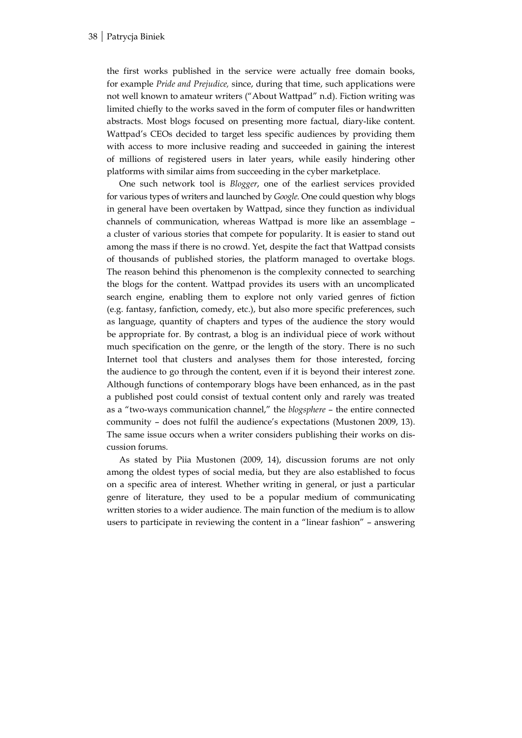the first works published in the service were actually free domain books, for example *Pride and Prejudice,* since, during that time, such applications were not well known to amateur writers ("About Wattpad" n.d). Fiction writing was limited chiefly to the works saved in the form of computer files or handwritten abstracts. Most blogs focused on presenting more factual, diary-like content. Wattpad's CEOs decided to target less specific audiences by providing them with access to more inclusive reading and succeeded in gaining the interest of millions of registered users in later years, while easily hindering other platforms with similar aims from succeeding in the cyber marketplace.

One such network tool is *Blogger*, one of the earliest services provided for various types of writers and launched by *Google*. One could question why blogs in general have been overtaken by Wattpad, since they function as individual channels of communication, whereas Wattpad is more like an assemblage – a cluster of various stories that compete for popularity. It is easier to stand out among the mass if there is no crowd. Yet, despite the fact that Wattpad consists of thousands of published stories, the platform managed to overtake blogs. The reason behind this phenomenon is the complexity connected to searching the blogs for the content. Wattpad provides its users with an uncomplicated search engine, enabling them to explore not only varied genres of fiction (e.g. fantasy, fanfiction, comedy, etc.), but also more specific preferences, such as language, quantity of chapters and types of the audience the story would be appropriate for. By contrast, a blog is an individual piece of work without much specification on the genre, or the length of the story. There is no such Internet tool that clusters and analyses them for those interested, forcing the audience to go through the content, even if it is beyond their interest zone. Although functions of contemporary blogs have been enhanced, as in the past a published post could consist of textual content only and rarely was treated as a "two-ways communication channel," the *blogsphere* – the entire connected community – does not fulfil the audience's expectations (Mustonen 2009, 13). The same issue occurs when a writer considers publishing their works on discussion forums.

As stated by Piia Mustonen (2009, 14), discussion forums are not only among the oldest types of social media, but they are also established to focus on a specific area of interest. Whether writing in general, or just a particular genre of literature, they used to be a popular medium of communicating written stories to a wider audience. The main function of the medium is to allow users to participate in reviewing the content in a "linear fashion" – answering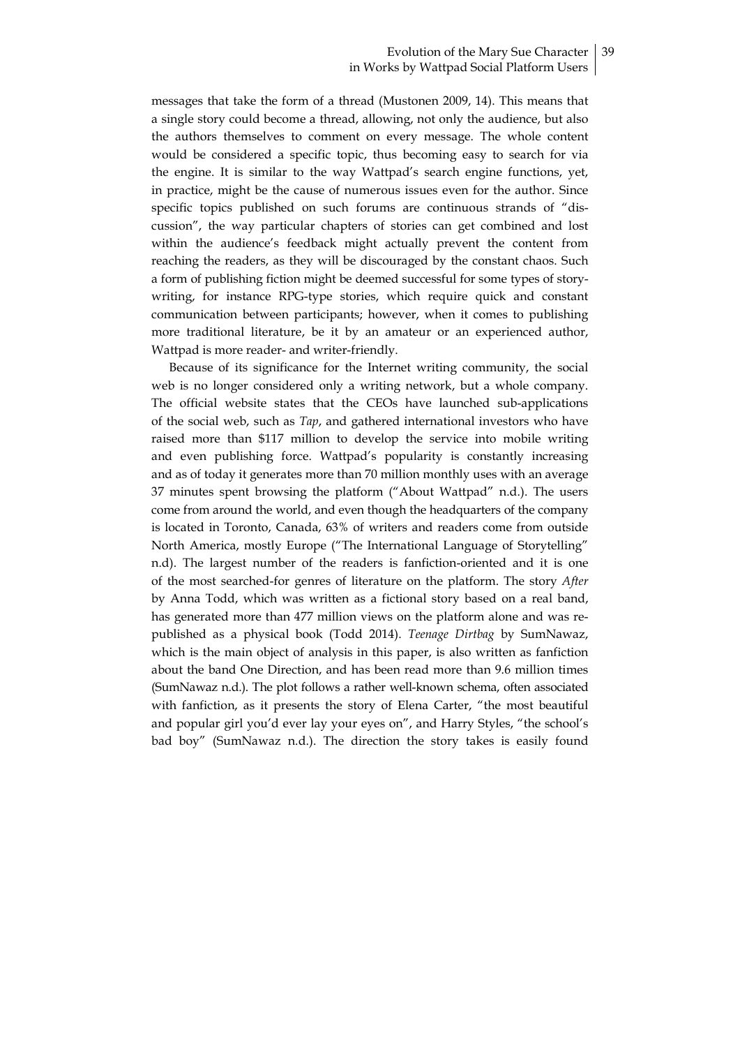messages that take the form of a thread (Mustonen 2009, 14). This means that a single story could become a thread, allowing, not only the audience, but also the authors themselves to comment on every message. The whole content would be considered a specific topic, thus becoming easy to search for via the engine. It is similar to the way Wattpad's search engine functions, yet, in practice, might be the cause of numerous issues even for the author. Since specific topics published on such forums are continuous strands of "discussion", the way particular chapters of stories can get combined and lost within the audience's feedback might actually prevent the content from reaching the readers, as they will be discouraged by the constant chaos. Such a form of publishing fiction might be deemed successful for some types of story-writing, for instance RPG-type stories, which require quick and constant communication between participants; however, when it comes to publishing more traditional literature, be it by an amateur or an experienced author, Wattpad is more reader- and writer-friendly.

Because of its significance for the Internet writing community, the social web is no longer considered only a writing network, but a whole company. The official website states that the CEOs have launched sub-applications of the social web, such as *Tap*, and gathered international investors who have raised more than $117 million to develop the service into mobile writing and even publishing force. Wattpad's popularity is constantly increasing and as of today it generates more than 70 million monthly uses with an average 37 minutes spent browsing the platform ("About Wattpad" n.d.). The users come from around the world, and even though the headquarters of the company is located in Toronto, Canada, 63% of writers and readers come from outside North America, mostly Europe ("The International Language of Storytelling" n.d). The largest number of the readers is fanfiction-oriented and it is one of the most searched-for genres of literature on the platform. The story *After* by Anna Todd, which was written as a fictional story based on a real band, has generated more than 477 million views on the platform alone and was republished as a physical book (Todd 2014). *Teenage Dirtbag* by SumNawaz, which is the main object of analysis in this paper, is also written as fanfiction about the band One Direction, and has been read more than 9.6 million times (SumNawaz n.d.). The plot follows a rather well-known schema, often associated with fanfiction, as it presents the story of Elena Carter, "the most beautiful and popular girl you'd ever lay your eyes on", and Harry Styles, "the school's bad boy" (SumNawaz n.d.). The direction the story takes is easily found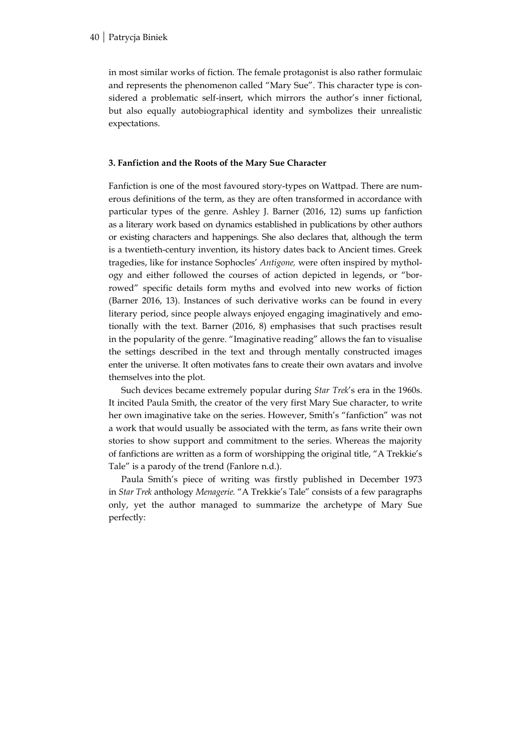in most similar works of fiction. The female protagonist is also rather formulaic and represents the phenomenon called "Mary Sue". This character type is considered a problematic self-insert, which mirrors the author's inner fictional, but also equally autobiographical identity and symbolizes their unrealistic expectations.

### 3. Fanfiction and the Roots of the Mary Sue Character

Fanfiction is one of the most favoured story-types on Wattpad. There are numerous definitions of the term, as they are often transformed in accordance with particular types of the genre. Ashley J. Barner (2016, 12) sums up fanfiction as a literary work based on dynamics established in publications by other authors or existing characters and happenings. She also declares that, although the term is a twentieth-century invention, its history dates back to Ancient times. Greek tragedies, like for instance Sophocles' *Antigone,* were often inspired by mythology and either followed the courses of action depicted in legends, or "borrowed" specific details form myths and evolved into new works of fiction (Barner 2016, 13). Instances of such derivative works can be found in every literary period, since people always enjoyed engaging imaginatively and emotionally with the text. Barner (2016, 8) emphasises that such practises result in the popularity of the genre. "Imaginative reading" allows the fan to visualise the settings described in the text and through mentally constructed images enter the universe. It often motivates fans to create their own avatars and involve themselves into the plot.

Such devices became extremely popular during *Star Trek*'s era in the 1960s. It incited Paula Smith, the creator of the very first Mary Sue character, to write her own imaginative take on the series. However, Smith's "fanfiction" was not a work that would usually be associated with the term, as fans write their own stories to show support and commitment to the series. Whereas the majority of fanfictions are written as a form of worshipping the original title, "A Trekkie's Tale" is a parody of the trend (Fanlore n.d.).

Paula Smith's piece of writing was firstly published in December 1973 in *Star Trek* anthology *Menagerie.* "A Trekkie's Tale" consists of a few paragraphs only, yet the author managed to summarize the archetype of Mary Sue perfectly: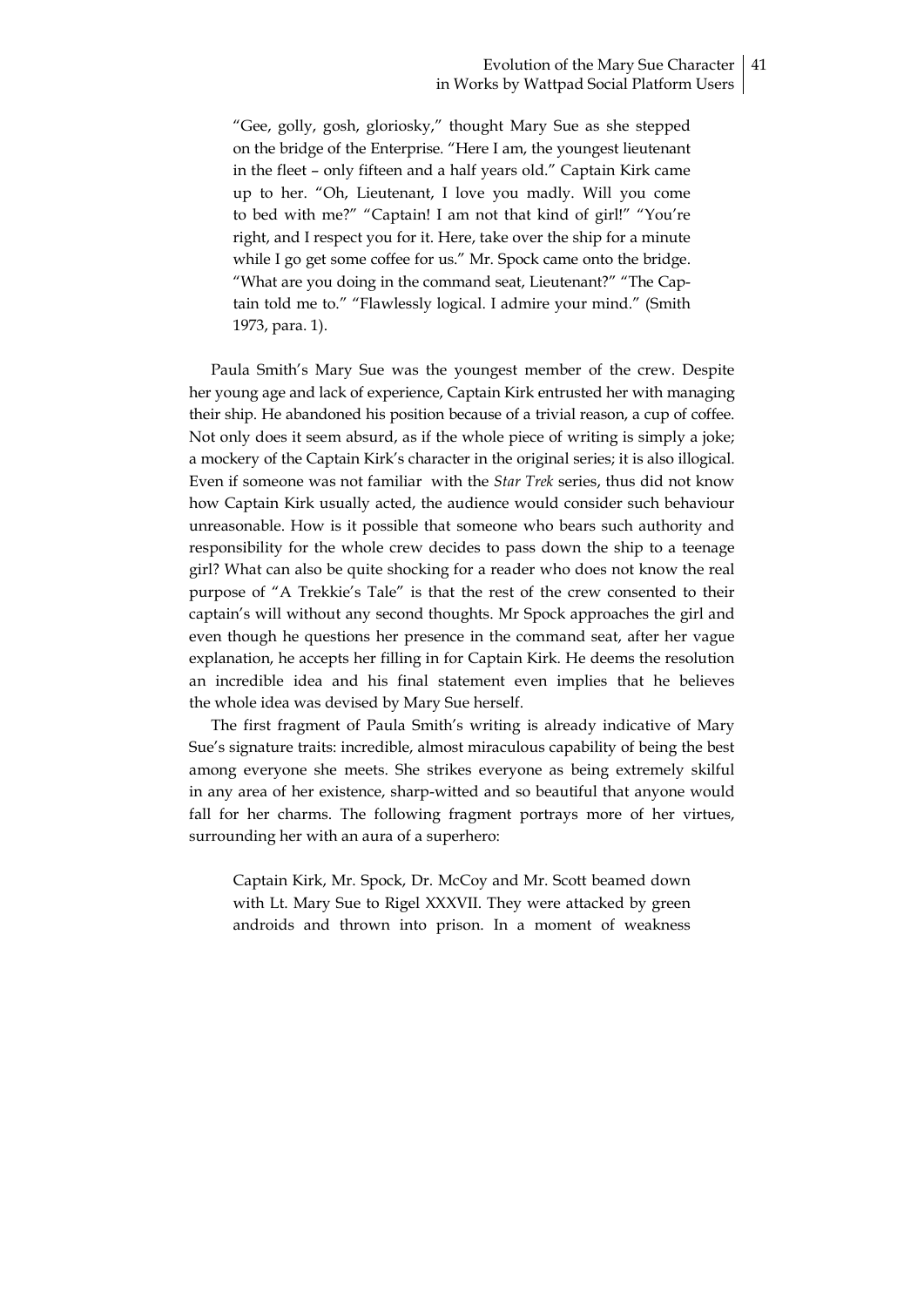> "Gee, golly, gosh, gloriosky," thought Mary Sue as she stepped on the bridge of the Enterprise. "Here I am, the youngest lieutenant in the fleet – only fifteen and a half years old." Captain Kirk came up to her. "Oh, Lieutenant, I love you madly. Will you come to bed with me?" "Captain! I am not that kind of girl!" "You're right, and I respect you for it. Here, take over the ship for a minute while I go get some coffee for us." Mr. Spock came onto the bridge. "What are you doing in the command seat, Lieutenant?" "The Captain told me to." "Flawlessly logical. I admire your mind." (Smith 1973, para. 1).

Paula Smith's Mary Sue was the youngest member of the crew. Despite her young age and lack of experience, Captain Kirk entrusted her with managing their ship. He abandoned his position because of a trivial reason, a cup of coffee. Not only does it seem absurd, as if the whole piece of writing is simply a joke; a mockery of the Captain Kirk's character in the original series; it is also illogical. Even if someone was not familiar with the *Star Trek* series, thus did not know how Captain Kirk usually acted, the audience would consider such behaviour unreasonable. How is it possible that someone who bears such authority and responsibility for the whole crew decides to pass down the ship to a teenage girl? What can also be quite shocking for a reader who does not know the real purpose of "A Trekkie's Tale" is that the rest of the crew consented to their captain's will without any second thoughts. Mr Spock approaches the girl and even though he questions her presence in the command seat, after her vague explanation, he accepts her filling in for Captain Kirk. He deems the resolution an incredible idea and his final statement even implies that he believes the whole idea was devised by Mary Sue herself.

The first fragment of Paula Smith's writing is already indicative of Mary Sue's signature traits: incredible, almost miraculous capability of being the best among everyone she meets. She strikes everyone as being extremely skilful in any area of her existence, sharp-witted and so beautiful that anyone would fall for her charms. The following fragment portrays more of her virtues, surrounding her with an aura of a superhero:

> Captain Kirk, Mr. Spock, Dr. McCoy and Mr. Scott beamed down with Lt. Mary Sue to Rigel XXXVII. They were attacked by green androids and thrown into prison. In a moment of weakness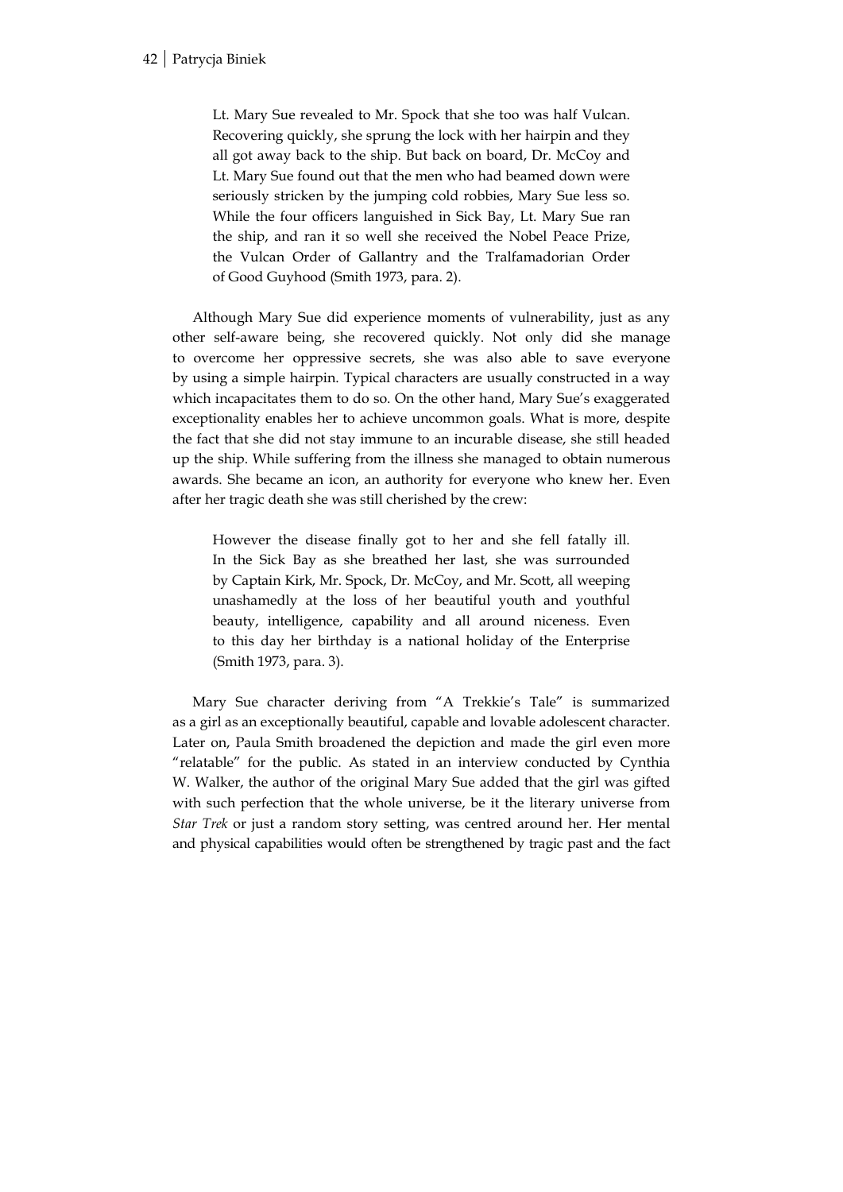> Lt. Mary Sue revealed to Mr. Spock that she too was half Vulcan. Recovering quickly, she sprung the lock with her hairpin and they all got away back to the ship. But back on board, Dr. McCoy and Lt. Mary Sue found out that the men who had beamed down were seriously stricken by the jumping cold robbies, Mary Sue less so. While the four officers languished in Sick Bay, Lt. Mary Sue ran the ship, and ran it so well she received the Nobel Peace Prize, the Vulcan Order of Gallantry and the Tralfamadorian Order of Good Guyhood (Smith 1973, para. 2).

Although Mary Sue did experience moments of vulnerability, just as any other self-aware being, she recovered quickly. Not only did she manage to overcome her oppressive secrets, she was also able to save everyone by using a simple hairpin. Typical characters are usually constructed in a way which incapacitates them to do so. On the other hand, Mary Sue's exaggerated exceptionality enables her to achieve uncommon goals. What is more, despite the fact that she did not stay immune to an incurable disease, she still headed up the ship. While suffering from the illness she managed to obtain numerous awards. She became an icon, an authority for everyone who knew her. Even after her tragic death she was still cherished by the crew:

> However the disease finally got to her and she fell fatally ill. In the Sick Bay as she breathed her last, she was surrounded by Captain Kirk, Mr. Spock, Dr. McCoy, and Mr. Scott, all weeping unashamedly at the loss of her beautiful youth and youthful beauty, intelligence, capability and all around niceness. Even to this day her birthday is a national holiday of the Enterprise (Smith 1973, para. 3).

Mary Sue character deriving from "A Trekkie's Tale" is summarized as a girl as an exceptionally beautiful, capable and lovable adolescent character. Later on, Paula Smith broadened the depiction and made the girl even more "relatable" for the public. As stated in an interview conducted by Cynthia W. Walker, the author of the original Mary Sue added that the girl was gifted with such perfection that the whole universe, be it the literary universe from *Star Trek* or just a random story setting, was centred around her. Her mental and physical capabilities would often be strengthened by tragic past and the fact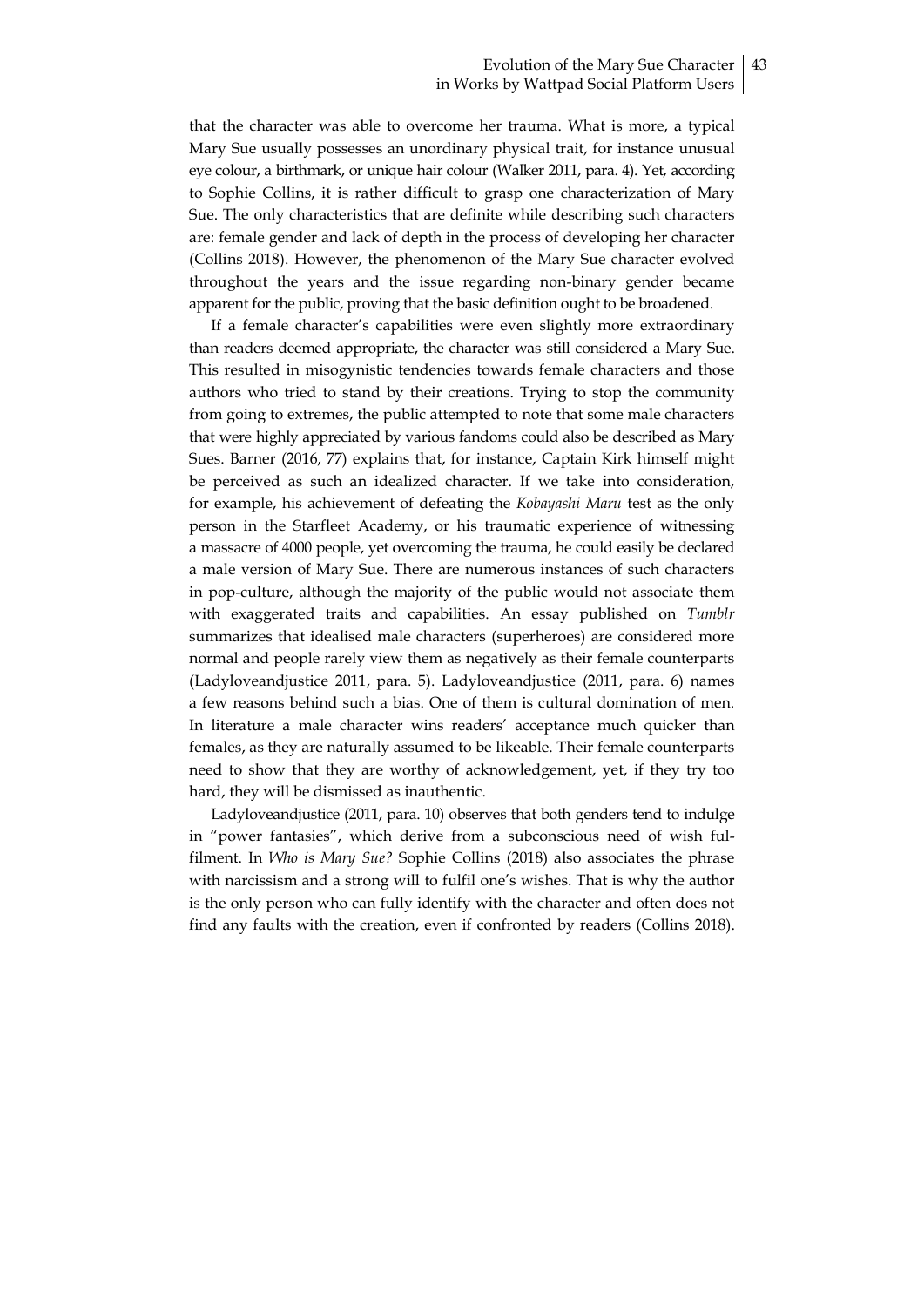that the character was able to overcome her trauma. What is more, a typical Mary Sue usually possesses an unordinary physical trait, for instance unusual eye colour, a birthmark, or unique hair colour (Walker 2011, para. 4). Yet, according to Sophie Collins, it is rather difficult to grasp one characterization of Mary Sue. The only characteristics that are definite while describing such characters are: female gender and lack of depth in the process of developing her character (Collins 2018). However, the phenomenon of the Mary Sue character evolved throughout the years and the issue regarding non-binary gender became apparent for the public, proving that the basic definition ought to be broadened.

If a female character's capabilities were even slightly more extraordinary than readers deemed appropriate, the character was still considered a Mary Sue. This resulted in misogynistic tendencies towards female characters and those authors who tried to stand by their creations. Trying to stop the community from going to extremes, the public attempted to note that some male characters that were highly appreciated by various fandoms could also be described as Mary Sues. Barner (2016, 77) explains that, for instance, Captain Kirk himself might be perceived as such an idealized character. If we take into consideration, for example, his achievement of defeating the *Kobayashi Maru* test as the only person in the Starfleet Academy, or his traumatic experience of witnessing a massacre of 4000 people, yet overcoming the trauma, he could easily be declared a male version of Mary Sue. There are numerous instances of such characters in pop-culture, although the majority of the public would not associate them with exaggerated traits and capabilities. An essay published on *Tumblr* summarizes that idealised male characters (superheroes) are considered more normal and people rarely view them as negatively as their female counterparts (Ladyloveandjustice 2011, para. 5). Ladyloveandjustice (2011, para. 6) names a few reasons behind such a bias. One of them is cultural domination of men. In literature a male character wins readers' acceptance much quicker than females, as they are naturally assumed to be likeable. Their female counterparts need to show that they are worthy of acknowledgement, yet, if they try too hard, they will be dismissed as inauthentic.

Ladyloveandjustice (2011, para. 10) observes that both genders tend to indulge in "power fantasies", which derive from a subconscious need of wish fulfilment. In *Who is Mary Sue?* Sophie Collins (2018) also associates the phrase with narcissism and a strong will to fulfil one's wishes. That is why the author is the only person who can fully identify with the character and often does not find any faults with the creation, even if confronted by readers (Collins 2018).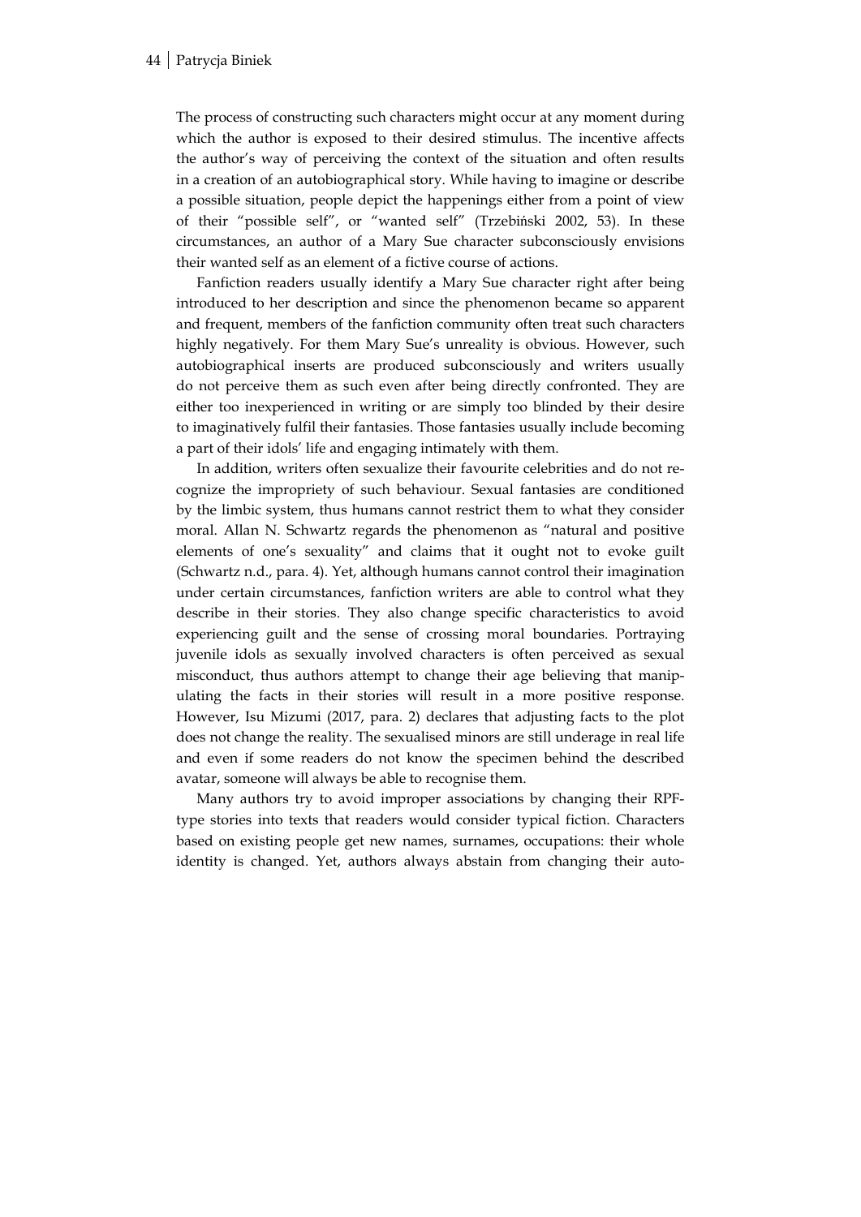The process of constructing such characters might occur at any moment during which the author is exposed to their desired stimulus. The incentive affects the author's way of perceiving the context of the situation and often results in a creation of an autobiographical story. While having to imagine or describe a possible situation, people depict the happenings either from a point of view of their "possible self", or "wanted self" (Trzebiński 2002, 53). In these circumstances, an author of a Mary Sue character subconsciously envisions their wanted self as an element of a fictive course of actions.

Fanfiction readers usually identify a Mary Sue character right after being introduced to her description and since the phenomenon became so apparent and frequent, members of the fanfiction community often treat such characters highly negatively. For them Mary Sue's unreality is obvious. However, such autobiographical inserts are produced subconsciously and writers usually do not perceive them as such even after being directly confronted. They are either too inexperienced in writing or are simply too blinded by their desire to imaginatively fulfil their fantasies. Those fantasies usually include becoming a part of their idols' life and engaging intimately with them.

In addition, writers often sexualize their favourite celebrities and do not recognize the impropriety of such behaviour. Sexual fantasies are conditioned by the limbic system, thus humans cannot restrict them to what they consider moral. Allan N. Schwartz regards the phenomenon as "natural and positive elements of one's sexuality" and claims that it ought not to evoke guilt (Schwartz n.d., para. 4). Yet, although humans cannot control their imagination under certain circumstances, fanfiction writers are able to control what they describe in their stories. They also change specific characteristics to avoid experiencing guilt and the sense of crossing moral boundaries. Portraying juvenile idols as sexually involved characters is often perceived as sexual misconduct, thus authors attempt to change their age believing that manipulating the facts in their stories will result in a more positive response. However, Isu Mizumi (2017, para. 2) declares that adjusting facts to the plot does not change the reality. The sexualised minors are still underage in real life and even if some readers do not know the specimen behind the described avatar, someone will always be able to recognise them.

Many authors try to avoid improper associations by changing their RPF-type stories into texts that readers would consider typical fiction. Characters based on existing people get new names, surnames, occupations: their whole identity is changed. Yet, authors always abstain from changing their auto-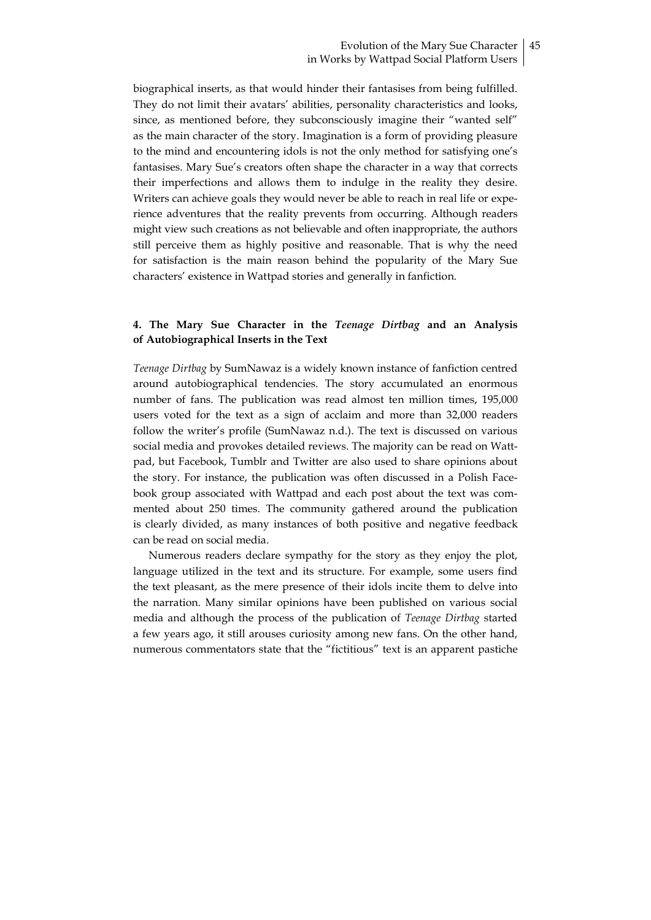biographical inserts, as that would hinder their fantasises from being fulfilled. They do not limit their avatars' abilities, personality characteristics and looks, since, as mentioned before, they subconsciously imagine their "wanted self" as the main character of the story. Imagination is a form of providing pleasure to the mind and encountering idols is not the only method for satisfying one's fantasises. Mary Sue's creators often shape the character in a way that corrects their imperfections and allows them to indulge in the reality they desire. Writers can achieve goals they would never be able to reach in real life or experience adventures that the reality prevents from occurring. Although readers might view such creations as not believable and often inappropriate, the authors still perceive them as highly positive and reasonable. That is why the need for satisfaction is the main reason behind the popularity of the Mary Sue characters' existence in Wattpad stories and generally in fanfiction.

## 4. The Mary Sue Character in the *Teenage Dirtbag* and an Analysis of Autobiographical Inserts in the Text

*Teenage Dirtbag* by SumNawaz is a widely known instance of fanfiction centred around autobiographical tendencies. The story accumulated an enormous number of fans. The publication was read almost ten million times, 195,000 users voted for the text as a sign of acclaim and more than 32,000 readers follow the writer's profile (SumNawaz n.d.). The text is discussed on various social media and provokes detailed reviews. The majority can be read on Wattpad, but Facebook, Tumblr and Twitter are also used to share opinions about the story. For instance, the publication was often discussed in a Polish Facebook group associated with Wattpad and each post about the text was commented about 250 times. The community gathered around the publication is clearly divided, as many instances of both positive and negative feedback can be read on social media.

Numerous readers declare sympathy for the story as they enjoy the plot, language utilized in the text and its structure. For example, some users find the text pleasant, as the mere presence of their idols incite them to delve into the narration. Many similar opinions have been published on various social media and although the process of the publication of *Teenage Dirtbag* started a few years ago, it still arouses curiosity among new fans. On the other hand, numerous commentators state that the "fictitious" text is an apparent pastiche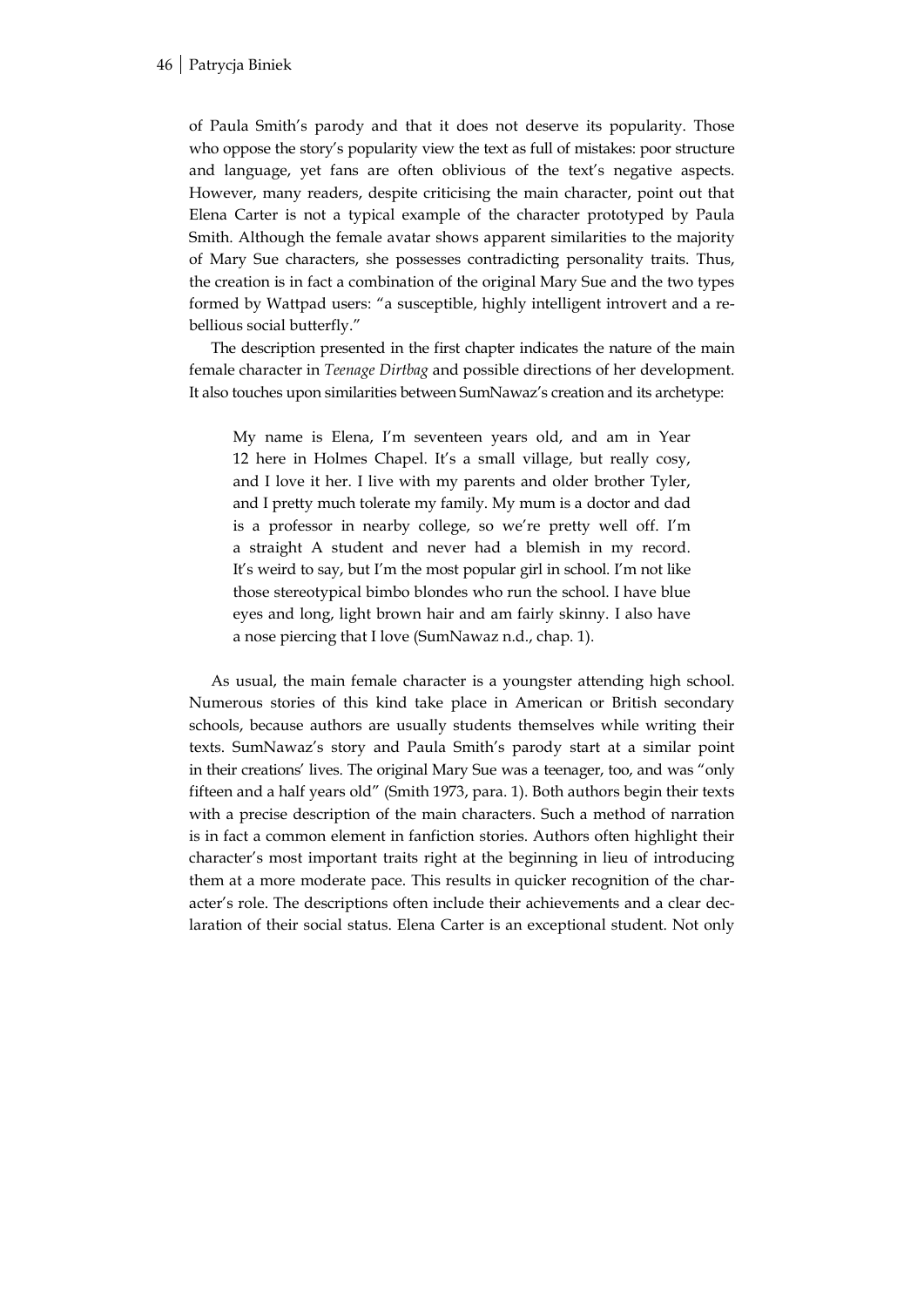of Paula Smith's parody and that it does not deserve its popularity. Those who oppose the story's popularity view the text as full of mistakes: poor structure and language, yet fans are often oblivious of the text's negative aspects. However, many readers, despite criticising the main character, point out that Elena Carter is not a typical example of the character prototyped by Paula Smith. Although the female avatar shows apparent similarities to the majority of Mary Sue characters, she possesses contradicting personality traits. Thus, the creation is in fact a combination of the original Mary Sue and the two types formed by Wattpad users: "a susceptible, highly intelligent introvert and a rebellious social butterfly."

The description presented in the first chapter indicates the nature of the main female character in *Teenage Dirtbag* and possible directions of her development. It also touches upon similarities between SumNawaz's creation and its archetype:

> My name is Elena, I'm seventeen years old, and am in Year 12 here in Holmes Chapel. It's a small village, but really cosy, and I love it her. I live with my parents and older brother Tyler, and I pretty much tolerate my family. My mum is a doctor and dad is a professor in nearby college, so we're pretty well off. I'm a straight A student and never had a blemish in my record. It's weird to say, but I'm the most popular girl in school. I'm not like those stereotypical bimbo blondes who run the school. I have blue eyes and long, light brown hair and am fairly skinny. I also have a nose piercing that I love (SumNawaz n.d., chap. 1).

As usual, the main female character is a youngster attending high school. Numerous stories of this kind take place in American or British secondary schools, because authors are usually students themselves while writing their texts. SumNawaz's story and Paula Smith's parody start at a similar point in their creations' lives. The original Mary Sue was a teenager, too, and was "only fifteen and a half years old" (Smith 1973, para. 1). Both authors begin their texts with a precise description of the main characters. Such a method of narration is in fact a common element in fanfiction stories. Authors often highlight their character's most important traits right at the beginning in lieu of introducing them at a more moderate pace. This results in quicker recognition of the character's role. The descriptions often include their achievements and a clear declaration of their social status. Elena Carter is an exceptional student. Not only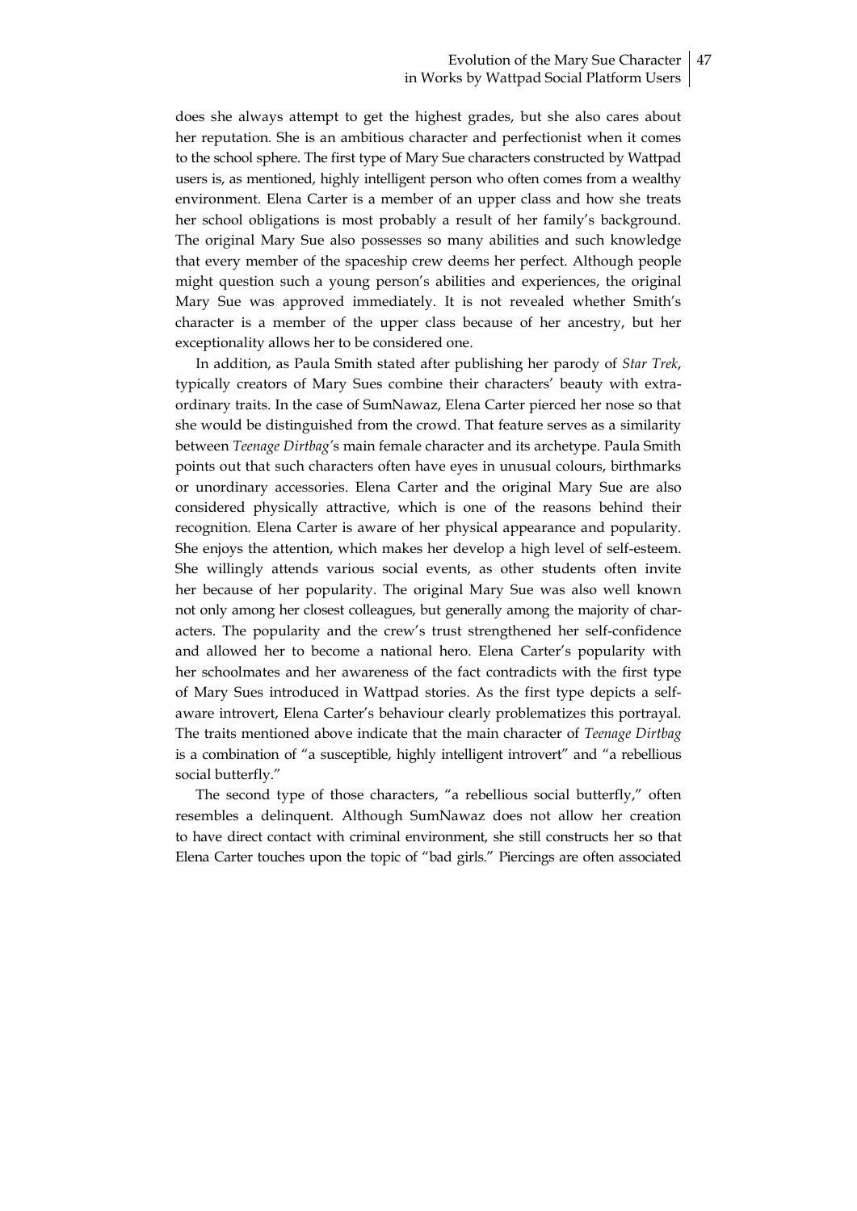does she always attempt to get the highest grades, but she also cares about her reputation. She is an ambitious character and perfectionist when it comes to the school sphere. The first type of Mary Sue characters constructed by Wattpad users is, as mentioned, highly intelligent person who often comes from a wealthy environment. Elena Carter is a member of an upper class and how she treats her school obligations is most probably a result of her family's background. The original Mary Sue also possesses so many abilities and such knowledge that every member of the spaceship crew deems her perfect. Although people might question such a young person's abilities and experiences, the original Mary Sue was approved immediately. It is not revealed whether Smith's character is a member of the upper class because of her ancestry, but her exceptionality allows her to be considered one.

In addition, as Paula Smith stated after publishing her parody of *Star Trek*, typically creators of Mary Sues combine their characters' beauty with extraordinary traits. In the case of SumNawaz, Elena Carter pierced her nose so that she would be distinguished from the crowd. That feature serves as a similarity between *Teenage Dirtbag*'s main female character and its archetype. Paula Smith points out that such characters often have eyes in unusual colours, birthmarks or unordinary accessories. Elena Carter and the original Mary Sue are also considered physically attractive, which is one of the reasons behind their recognition. Elena Carter is aware of her physical appearance and popularity. She enjoys the attention, which makes her develop a high level of self-esteem. She willingly attends various social events, as other students often invite her because of her popularity. The original Mary Sue was also well known not only among her closest colleagues, but generally among the majority of characters. The popularity and the crew's trust strengthened her self-confidence and allowed her to become a national hero. Elena Carter's popularity with her schoolmates and her awareness of the fact contradicts with the first type of Mary Sues introduced in Wattpad stories. As the first type depicts a self-aware introvert, Elena Carter's behaviour clearly problematizes this portrayal. The traits mentioned above indicate that the main character of *Teenage Dirtbag* is a combination of "a susceptible, highly intelligent introvert" and "a rebellious social butterfly."

The second type of those characters, "a rebellious social butterfly," often resembles a delinquent. Although SumNawaz does not allow her creation to have direct contact with criminal environment, she still constructs her so that Elena Carter touches upon the topic of "bad girls." Piercings are often associated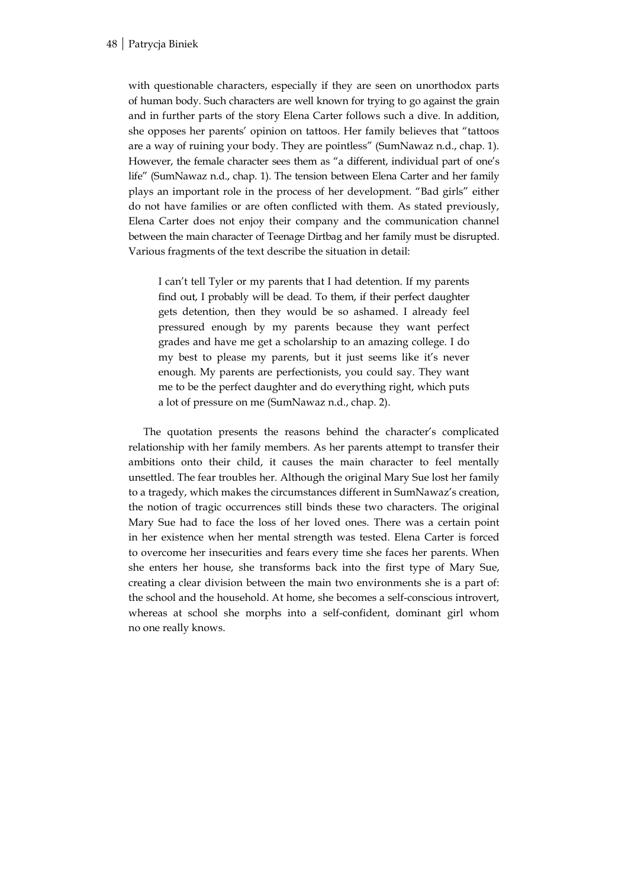with questionable characters, especially if they are seen on unorthodox parts of human body. Such characters are well known for trying to go against the grain and in further parts of the story Elena Carter follows such a dive. In addition, she opposes her parents' opinion on tattoos. Her family believes that "tattoos are a way of ruining your body. They are pointless" (SumNawaz n.d., chap. 1). However, the female character sees them as "a different, individual part of one's life" (SumNawaz n.d., chap. 1). The tension between Elena Carter and her family plays an important role in the process of her development. "Bad girls" either do not have families or are often conflicted with them. As stated previously, Elena Carter does not enjoy their company and the communication channel between the main character of Teenage Dirtbag and her family must be disrupted. Various fragments of the text describe the situation in detail:

> I can't tell Tyler or my parents that I had detention. If my parents find out, I probably will be dead. To them, if their perfect daughter gets detention, then they would be so ashamed. I already feel pressured enough by my parents because they want perfect grades and have me get a scholarship to an amazing college. I do my best to please my parents, but it just seems like it's never enough. My parents are perfectionists, you could say. They want me to be the perfect daughter and do everything right, which puts a lot of pressure on me (SumNawaz n.d., chap. 2).

The quotation presents the reasons behind the character's complicated relationship with her family members. As her parents attempt to transfer their ambitions onto their child, it causes the main character to feel mentally unsettled. The fear troubles her. Although the original Mary Sue lost her family to a tragedy, which makes the circumstances different in SumNawaz's creation, the notion of tragic occurrences still binds these two characters. The original Mary Sue had to face the loss of her loved ones. There was a certain point in her existence when her mental strength was tested. Elena Carter is forced to overcome her insecurities and fears every time she faces her parents. When she enters her house, she transforms back into the first type of Mary Sue, creating a clear division between the main two environments she is a part of: the school and the household. At home, she becomes a self-conscious introvert, whereas at school she morphs into a self-confident, dominant girl whom no one really knows.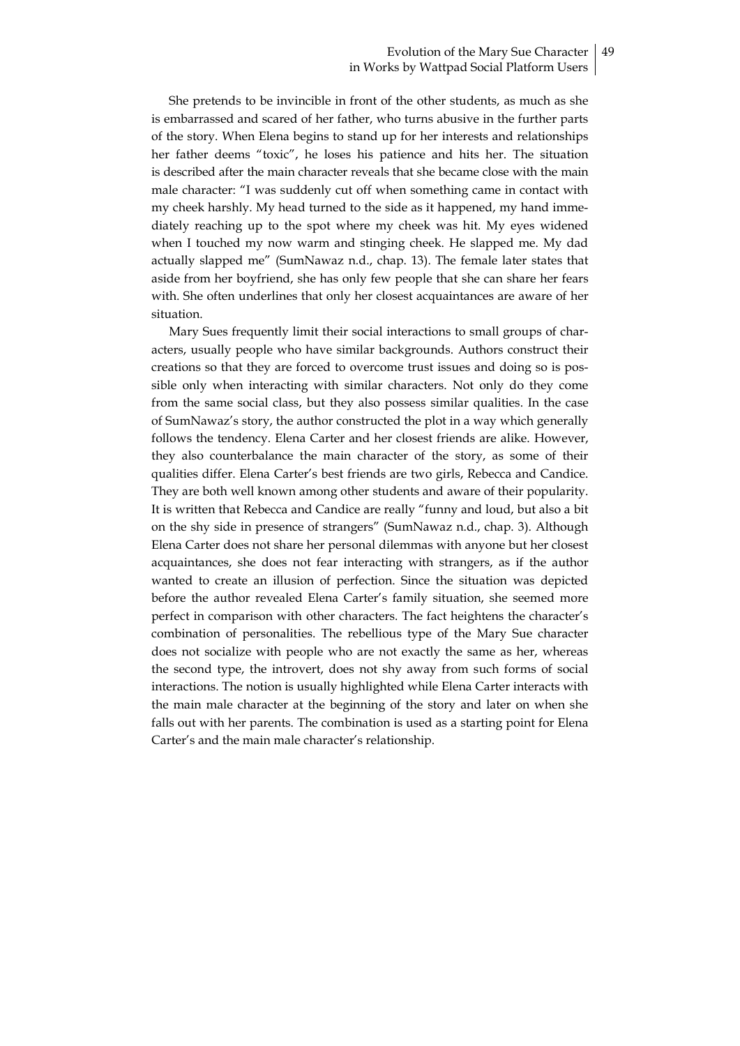She pretends to be invincible in front of the other students, as much as she is embarrassed and scared of her father, who turns abusive in the further parts of the story. When Elena begins to stand up for her interests and relationships her father deems "toxic", he loses his patience and hits her. The situation is described after the main character reveals that she became close with the main male character: "I was suddenly cut off when something came in contact with my cheek harshly. My head turned to the side as it happened, my hand immediately reaching up to the spot where my cheek was hit. My eyes widened when I touched my now warm and stinging cheek. He slapped me. My dad actually slapped me" (SumNawaz n.d., chap. 13). The female later states that aside from her boyfriend, she has only few people that she can share her fears with. She often underlines that only her closest acquaintances are aware of her situation.

Mary Sues frequently limit their social interactions to small groups of characters, usually people who have similar backgrounds. Authors construct their creations so that they are forced to overcome trust issues and doing so is possible only when interacting with similar characters. Not only do they come from the same social class, but they also possess similar qualities. In the case of SumNawaz's story, the author constructed the plot in a way which generally follows the tendency. Elena Carter and her closest friends are alike. However, they also counterbalance the main character of the story, as some of their qualities differ. Elena Carter's best friends are two girls, Rebecca and Candice. They are both well known among other students and aware of their popularity. It is written that Rebecca and Candice are really "funny and loud, but also a bit on the shy side in presence of strangers" (SumNawaz n.d., chap. 3). Although Elena Carter does not share her personal dilemmas with anyone but her closest acquaintances, she does not fear interacting with strangers, as if the author wanted to create an illusion of perfection. Since the situation was depicted before the author revealed Elena Carter's family situation, she seemed more perfect in comparison with other characters. The fact heightens the character's combination of personalities. The rebellious type of the Mary Sue character does not socialize with people who are not exactly the same as her, whereas the second type, the introvert, does not shy away from such forms of social interactions. The notion is usually highlighted while Elena Carter interacts with the main male character at the beginning of the story and later on when she falls out with her parents. The combination is used as a starting point for Elena Carter's and the main male character's relationship.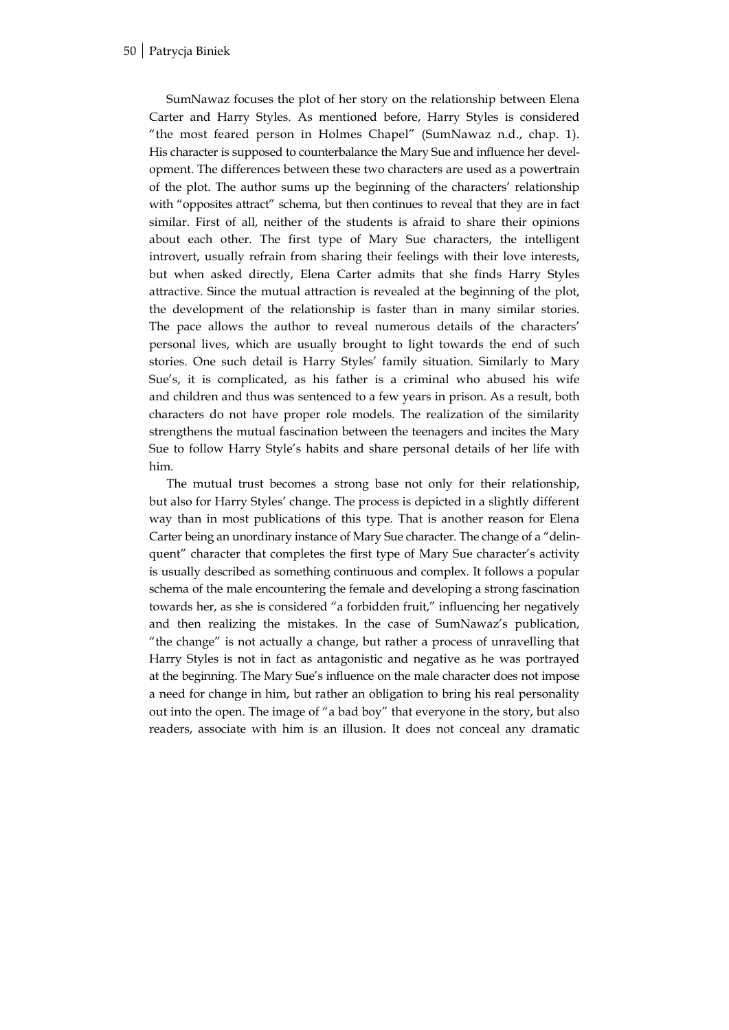SumNawaz focuses the plot of her story on the relationship between Elena Carter and Harry Styles. As mentioned before, Harry Styles is considered "the most feared person in Holmes Chapel" (SumNawaz n.d., chap. 1). His character is supposed to counterbalance the Mary Sue and influence her development. The differences between these two characters are used as a powertrain of the plot. The author sums up the beginning of the characters' relationship with "opposites attract" schema, but then continues to reveal that they are in fact similar. First of all, neither of the students is afraid to share their opinions about each other. The first type of Mary Sue characters, the intelligent introvert, usually refrain from sharing their feelings with their love interests, but when asked directly, Elena Carter admits that she finds Harry Styles attractive. Since the mutual attraction is revealed at the beginning of the plot, the development of the relationship is faster than in many similar stories. The pace allows the author to reveal numerous details of the characters' personal lives, which are usually brought to light towards the end of such stories. One such detail is Harry Styles' family situation. Similarly to Mary Sue's, it is complicated, as his father is a criminal who abused his wife and children and thus was sentenced to a few years in prison. As a result, both characters do not have proper role models. The realization of the similarity strengthens the mutual fascination between the teenagers and incites the Mary Sue to follow Harry Style's habits and share personal details of her life with him.

The mutual trust becomes a strong base not only for their relationship, but also for Harry Styles' change. The process is depicted in a slightly different way than in most publications of this type. That is another reason for Elena Carter being an unordinary instance of Mary Sue character. The change of a "delinquent" character that completes the first type of Mary Sue character's activity is usually described as something continuous and complex. It follows a popular schema of the male encountering the female and developing a strong fascination towards her, as she is considered "a forbidden fruit," influencing her negatively and then realizing the mistakes. In the case of SumNawaz's publication, "the change" is not actually a change, but rather a process of unravelling that Harry Styles is not in fact as antagonistic and negative as he was portrayed at the beginning. The Mary Sue's influence on the male character does not impose a need for change in him, but rather an obligation to bring his real personality out into the open. The image of "a bad boy" that everyone in the story, but also readers, associate with him is an illusion. It does not conceal any dramatic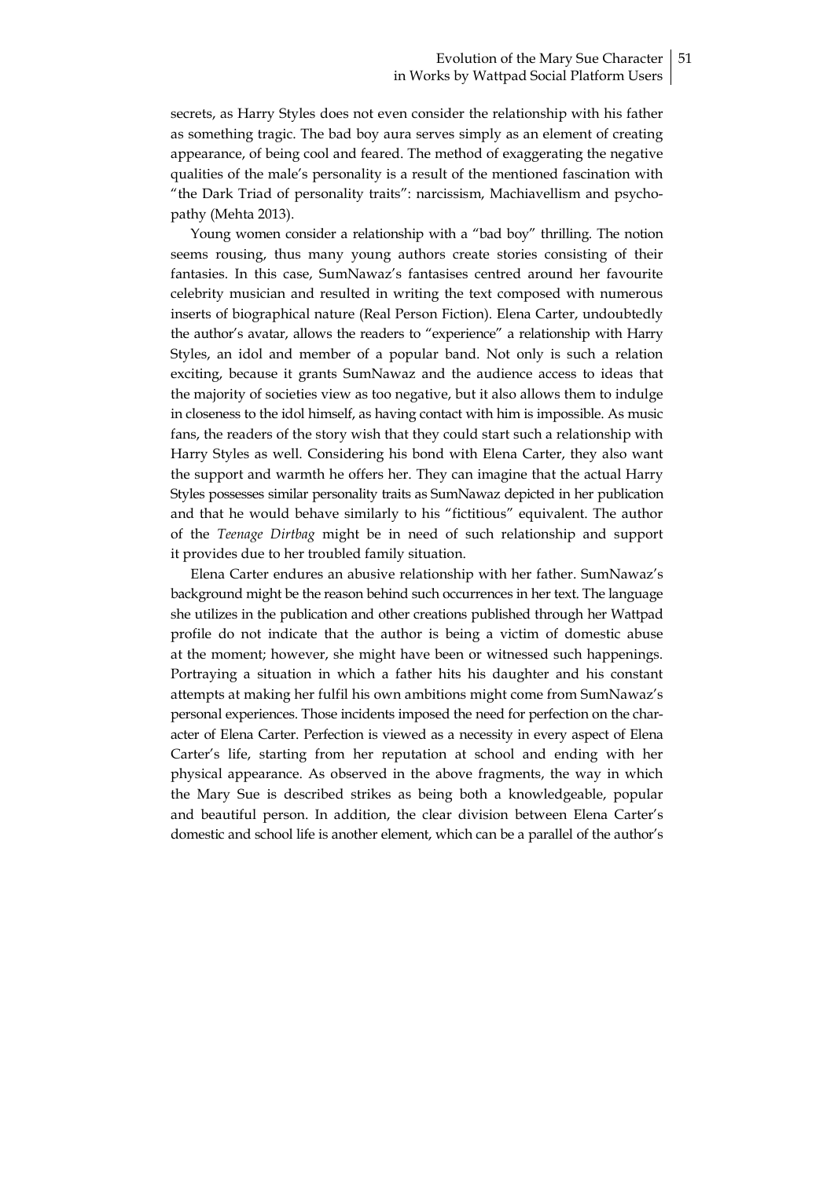secrets, as Harry Styles does not even consider the relationship with his father as something tragic. The bad boy aura serves simply as an element of creating appearance, of being cool and feared. The method of exaggerating the negative qualities of the male's personality is a result of the mentioned fascination with "the Dark Triad of personality traits": narcissism, Machiavellism and psychopathy (Mehta 2013).

Young women consider a relationship with a "bad boy" thrilling. The notion seems rousing, thus many young authors create stories consisting of their fantasies. In this case, SumNawaz's fantasises centred around her favourite celebrity musician and resulted in writing the text composed with numerous inserts of biographical nature (Real Person Fiction). Elena Carter, undoubtedly the author's avatar, allows the readers to "experience" a relationship with Harry Styles, an idol and member of a popular band. Not only is such a relation exciting, because it grants SumNawaz and the audience access to ideas that the majority of societies view as too negative, but it also allows them to indulge in closeness to the idol himself, as having contact with him is impossible. As music fans, the readers of the story wish that they could start such a relationship with Harry Styles as well. Considering his bond with Elena Carter, they also want the support and warmth he offers her. They can imagine that the actual Harry Styles possesses similar personality traits as SumNawaz depicted in her publication and that he would behave similarly to his "fictitious" equivalent. The author of the *Teenage Dirtbag* might be in need of such relationship and support it provides due to her troubled family situation.

Elena Carter endures an abusive relationship with her father. SumNawaz's background might be the reason behind such occurrences in her text. The language she utilizes in the publication and other creations published through her Wattpad profile do not indicate that the author is being a victim of domestic abuse at the moment; however, she might have been or witnessed such happenings. Portraying a situation in which a father hits his daughter and his constant attempts at making her fulfil his own ambitions might come from SumNawaz's personal experiences. Those incidents imposed the need for perfection on the character of Elena Carter. Perfection is viewed as a necessity in every aspect of Elena Carter's life, starting from her reputation at school and ending with her physical appearance. As observed in the above fragments, the way in which the Mary Sue is described strikes as being both a knowledgeable, popular and beautiful person. In addition, the clear division between Elena Carter's domestic and school life is another element, which can be a parallel of the author's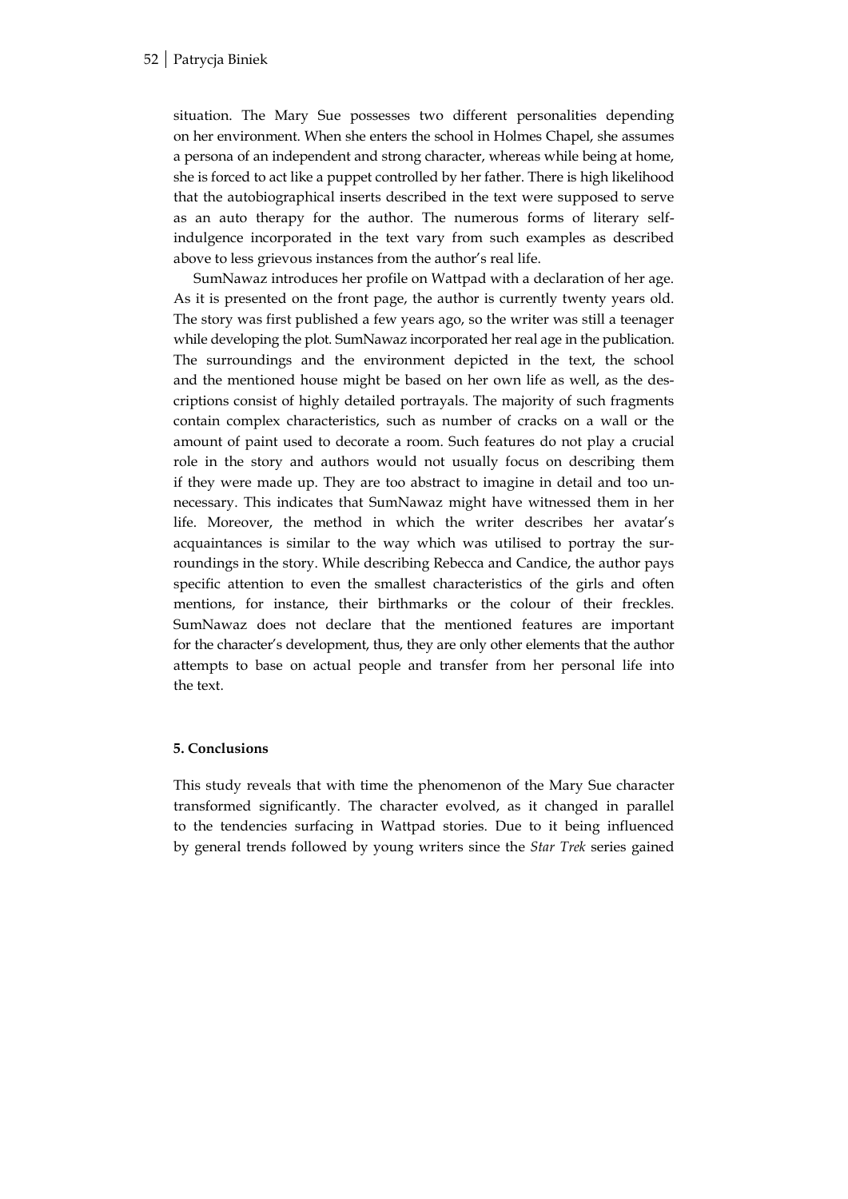situation. The Mary Sue possesses two different personalities depending on her environment. When she enters the school in Holmes Chapel, she assumes a persona of an independent and strong character, whereas while being at home, she is forced to act like a puppet controlled by her father. There is high likelihood that the autobiographical inserts described in the text were supposed to serve as an auto therapy for the author. The numerous forms of literary self-indulgence incorporated in the text vary from such examples as described above to less grievous instances from the author's real life.

SumNawaz introduces her profile on Wattpad with a declaration of her age. As it is presented on the front page, the author is currently twenty years old. The story was first published a few years ago, so the writer was still a teenager while developing the plot. SumNawaz incorporated her real age in the publication. The surroundings and the environment depicted in the text, the school and the mentioned house might be based on her own life as well, as the descriptions consist of highly detailed portrayals. The majority of such fragments contain complex characteristics, such as number of cracks on a wall or the amount of paint used to decorate a room. Such features do not play a crucial role in the story and authors would not usually focus on describing them if they were made up. They are too abstract to imagine in detail and too unnecessary. This indicates that SumNawaz might have witnessed them in her life. Moreover, the method in which the writer describes her avatar's acquaintances is similar to the way which was utilised to portray the surroundings in the story. While describing Rebecca and Candice, the author pays specific attention to even the smallest characteristics of the girls and often mentions, for instance, their birthmarks or the colour of their freckles. SumNawaz does not declare that the mentioned features are important for the character's development, thus, they are only other elements that the author attempts to base on actual people and transfer from her personal life into the text.

## 5. Conclusions

This study reveals that with time the phenomenon of the Mary Sue character transformed significantly. The character evolved, as it changed in parallel to the tendencies surfacing in Wattpad stories. Due to it being influenced by general trends followed by young writers since the *Star Trek* series gained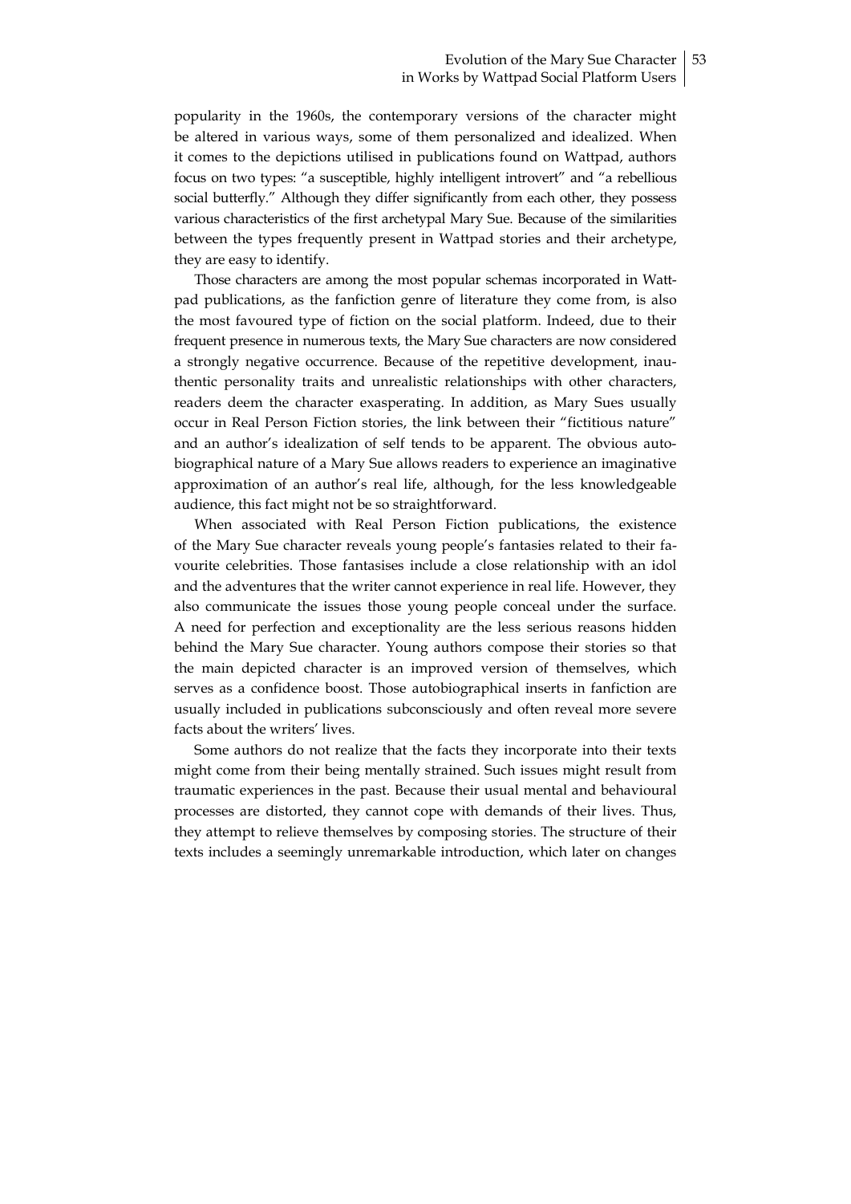popularity in the 1960s, the contemporary versions of the character might be altered in various ways, some of them personalized and idealized. When it comes to the depictions utilised in publications found on Wattpad, authors focus on two types: "a susceptible, highly intelligent introvert" and "a rebellious social butterfly." Although they differ significantly from each other, they possess various characteristics of the first archetypal Mary Sue. Because of the similarities between the types frequently present in Wattpad stories and their archetype, they are easy to identify.

Those characters are among the most popular schemas incorporated in Wattpad publications, as the fanfiction genre of literature they come from, is also the most favoured type of fiction on the social platform. Indeed, due to their frequent presence in numerous texts, the Mary Sue characters are now considered a strongly negative occurrence. Because of the repetitive development, inauthentic personality traits and unrealistic relationships with other characters, readers deem the character exasperating. In addition, as Mary Sues usually occur in Real Person Fiction stories, the link between their "fictitious nature" and an author's idealization of self tends to be apparent. The obvious autobiographical nature of a Mary Sue allows readers to experience an imaginative approximation of an author's real life, although, for the less knowledgeable audience, this fact might not be so straightforward.

When associated with Real Person Fiction publications, the existence of the Mary Sue character reveals young people's fantasies related to their favourite celebrities. Those fantasises include a close relationship with an idol and the adventures that the writer cannot experience in real life. However, they also communicate the issues those young people conceal under the surface. A need for perfection and exceptionality are the less serious reasons hidden behind the Mary Sue character. Young authors compose their stories so that the main depicted character is an improved version of themselves, which serves as a confidence boost. Those autobiographical inserts in fanfiction are usually included in publications subconsciously and often reveal more severe facts about the writers' lives.

Some authors do not realize that the facts they incorporate into their texts might come from their being mentally strained. Such issues might result from traumatic experiences in the past. Because their usual mental and behavioural processes are distorted, they cannot cope with demands of their lives. Thus, they attempt to relieve themselves by composing stories. The structure of their texts includes a seemingly unremarkable introduction, which later on changes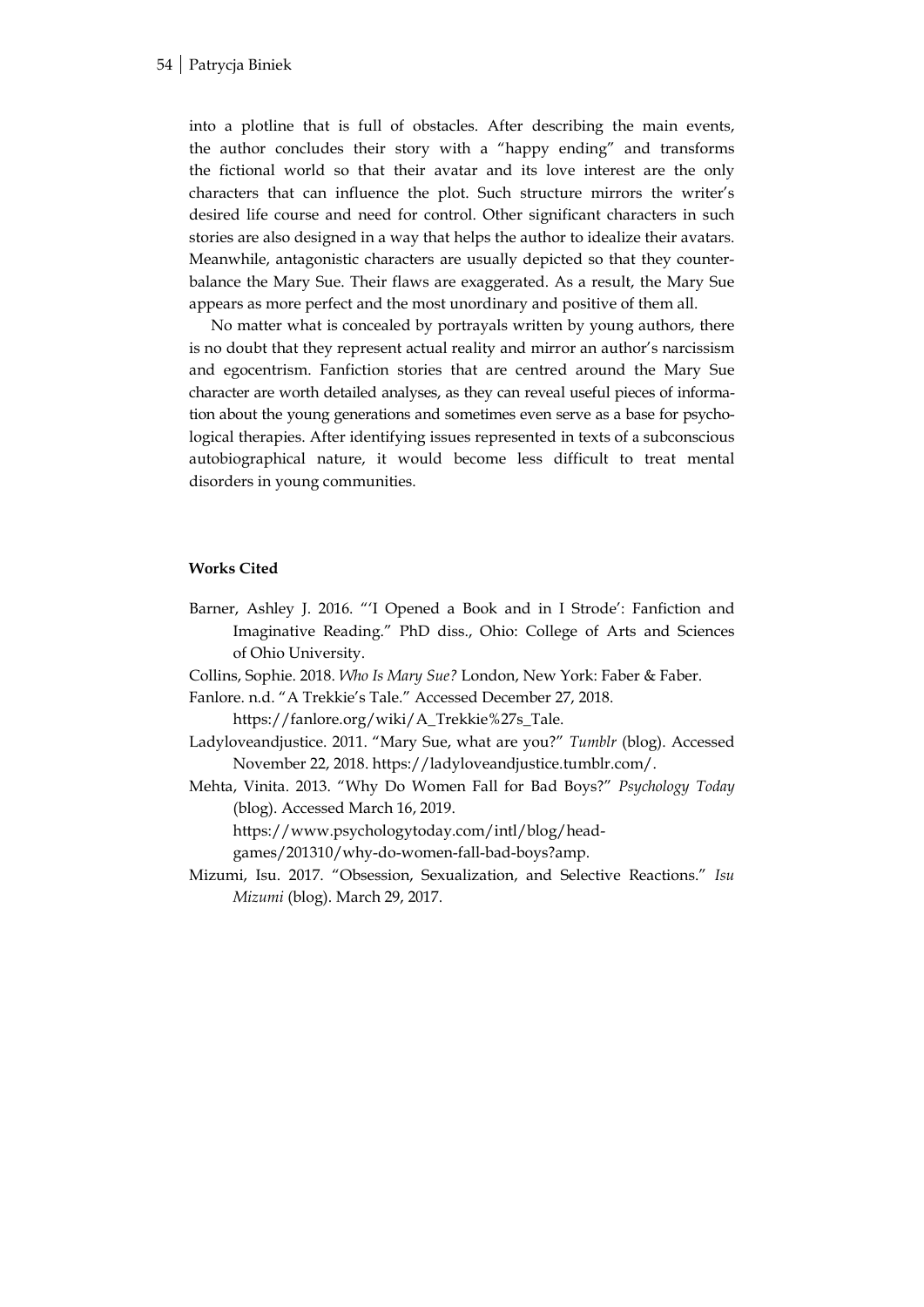into a plotline that is full of obstacles. After describing the main events, the author concludes their story with a "happy ending" and transforms the fictional world so that their avatar and its love interest are the only characters that can influence the plot. Such structure mirrors the writer's desired life course and need for control. Other significant characters in such stories are also designed in a way that helps the author to idealize their avatars. Meanwhile, antagonistic characters are usually depicted so that they counterbalance the Mary Sue. Their flaws are exaggerated. As a result, the Mary Sue appears as more perfect and the most unordinary and positive of them all.

No matter what is concealed by portrayals written by young authors, there is no doubt that they represent actual reality and mirror an author's narcissism and egocentrism. Fanfiction stories that are centred around the Mary Sue character are worth detailed analyses, as they can reveal useful pieces of information about the young generations and sometimes even serve as a base for psychological therapies. After identifying issues represented in texts of a subconscious autobiographical nature, it would become less difficult to treat mental disorders in young communities.

**Works Cited**

Barner, Ashley J. 2016. "'I Opened a Book and in I Strode': Fanfiction and Imaginative Reading." PhD diss., Ohio: College of Arts and Sciences of Ohio University.

Collins, Sophie. 2018. *Who Is Mary Sue?* London, New York: Faber & Faber.

Fanlore. n.d. "A Trekkie's Tale." Accessed December 27, 2018. https://fanlore.org/wiki/A_Trekkie%27s_Tale.

Ladyloveandjustice. 2011. "Mary Sue, what are you?" *Tumblr* (blog). Accessed November 22, 2018. https://ladyloveandjustice.tumblr.com/.

Mehta, Vinita. 2013. "Why Do Women Fall for Bad Boys?" *Psychology Today* (blog). Accessed March 16, 2019. https://www.psychologytoday.com/intl/blog/head-games/201310/why-do-women-fall-bad-boys?amp.

Mizumi, Isu. 2017. "Obsession, Sexualization, and Selective Reactions." *Isu Mizumi* (blog). March 29, 2017.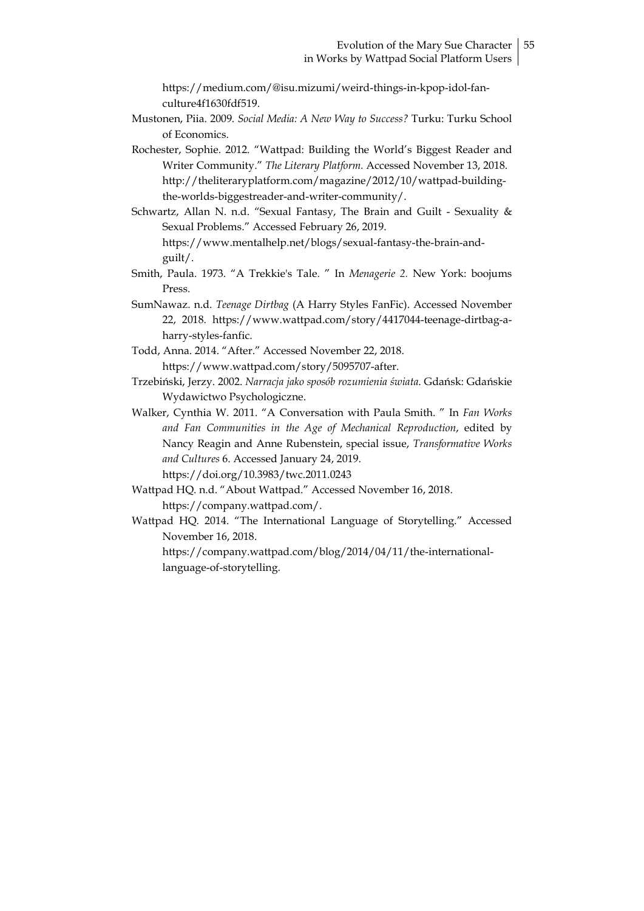https://medium.com/@isu.mizumi/weird-things-in-kpop-idol-fan-culture4f1630fdf519.

Mustonen, Piia. 2009. *Social Media: A New Way to Success?* Turku: Turku School of Economics.

Rochester, Sophie. 2012. "Wattpad: Building the World's Biggest Reader and Writer Community." *The Literary Platform*. Accessed November 13, 2018. http://theliteraryplatform.com/magazine/2012/10/wattpad-building-the-worlds-biggestreader-and-writer-community/.

Schwartz, Allan N. n.d. "Sexual Fantasy, The Brain and Guilt - Sexuality & Sexual Problems." Accessed February 26, 2019. https://www.mentalhelp.net/blogs/sexual-fantasy-the-brain-and-guilt/.

Smith, Paula. 1973. "A Trekkie's Tale. " In *Menagerie 2*. New York: boojums Press.

SumNawaz. n.d. *Teenage Dirtbag* (A Harry Styles FanFic). Accessed November 22, 2018. https://www.wattpad.com/story/4417044-teenage-dirtbag-a-harry-styles-fanfic.

Todd, Anna. 2014. "After." Accessed November 22, 2018. https://www.wattpad.com/story/5095707-after.

Trzebiński, Jerzy. 2002. *Narracja jako sposób rozumienia świata*. Gdańsk: Gdańskie Wydawictwo Psychologiczne.

Walker, Cynthia W. 2011. "A Conversation with Paula Smith. " In *Fan Works and Fan Communities in the Age of Mechanical Reproduction*, edited by Nancy Reagin and Anne Rubenstein, special issue, *Transformative Works and Cultures* 6. Accessed January 24, 2019. https://doi.org/10.3983/twc.2011.0243

Wattpad HQ. n.d. "About Wattpad." Accessed November 16, 2018. https://company.wattpad.com/.

Wattpad HQ. 2014. "The International Language of Storytelling." Accessed November 16, 2018. https://company.wattpad.com/blog/2014/04/11/the-international-language-of-storytelling.